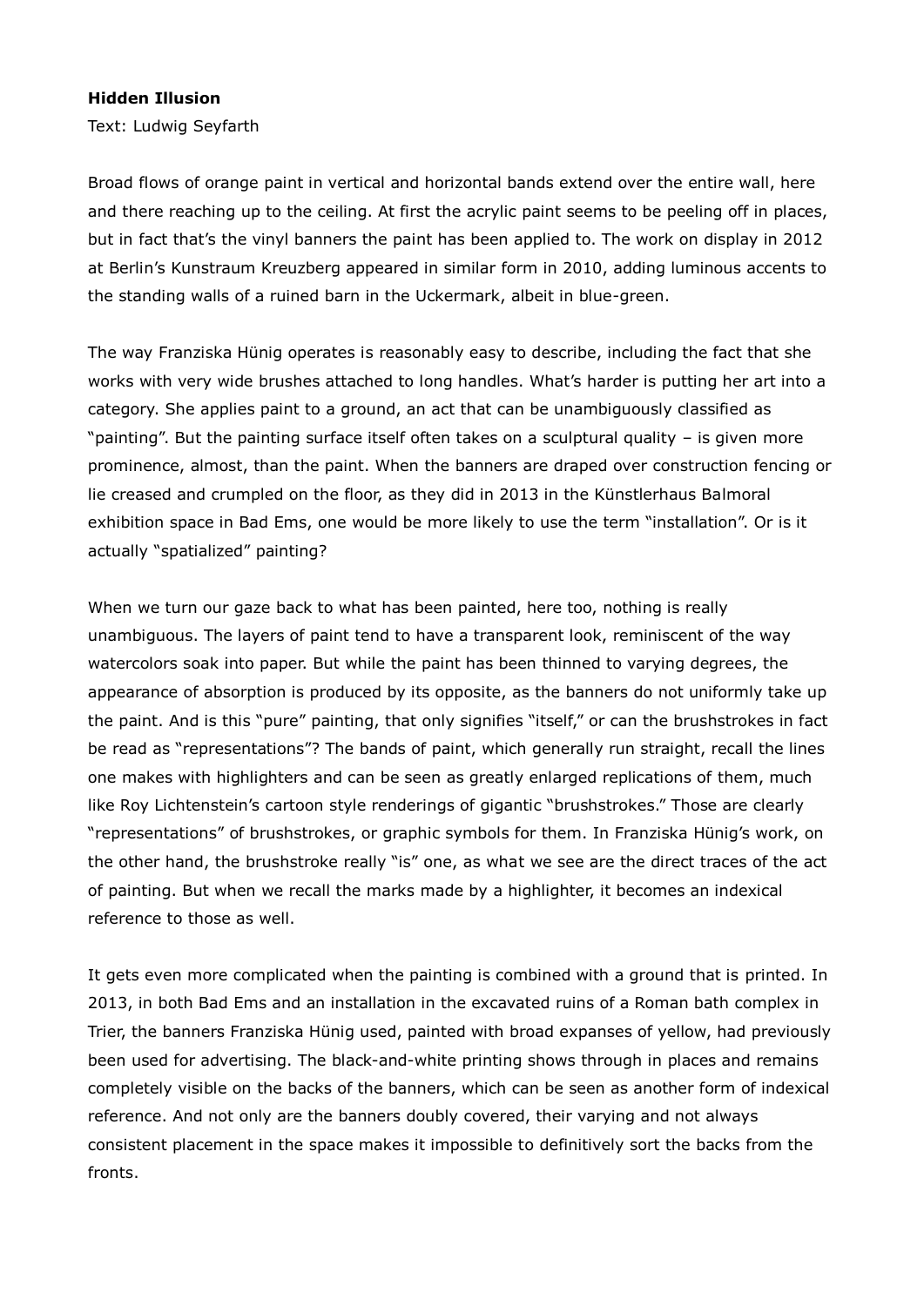**Hidden Illusion**

Text: Ludwig Seyfarth

Broad flows of orange paint in vertical and horizontal bands extend over the entire wall, here and there reaching up to the ceiling. At first the acrylic paint seems to be peeling off in places, but in fact that's the vinyl banners the paint has been applied to. The work on display in 2012 at Berlin's Kunstraum Kreuzberg appeared in similar form in 2010, adding luminous accents to the standing walls of a ruined barn in the Uckermark, albeit in blue-green.

The way Franziska Hünig operates is reasonably easy to describe, including the fact that she works with very wide brushes attached to long handles. What's harder is putting her art into a category. She applies paint to a ground, an act that can be unambiguously classified as "painting". But the painting surface itself often takes on a sculptural quality – is given more prominence, almost, than the paint. When the banners are draped over construction fencing or lie creased and crumpled on the floor, as they did in 2013 in the Künstlerhaus Balmoral exhibition space in Bad Ems, one would be more likely to use the term "installation". Or is it actually "spatialized" painting?

When we turn our gaze back to what has been painted, here too, nothing is really unambiguous. The layers of paint tend to have a transparent look, reminiscent of the way watercolors soak into paper. But while the paint has been thinned to varying degrees, the appearance of absorption is produced by its opposite, as the banners do not uniformly take up the paint. And is this "pure" painting, that only signifies "itself," or can the brushstrokes in fact be read as "representations"? The bands of paint, which generally run straight, recall the lines one makes with highlighters and can be seen as greatly enlarged replications of them, much like Roy Lichtenstein's cartoon style renderings of gigantic "brushstrokes." Those are clearly "representations" of brushstrokes, or graphic symbols for them. In Franziska Hünig's work, on the other hand, the brushstroke really "is" one, as what we see are the direct traces of the act of painting. But when we recall the marks made by a highlighter, it becomes an indexical reference to those as well.

It gets even more complicated when the painting is combined with a ground that is printed. In 2013, in both Bad Ems and an installation in the excavated ruins of a Roman bath complex in Trier, the banners Franziska Hünig used, painted with broad expanses of yellow, had previously been used for advertising. The black-and-white printing shows through in places and remains completely visible on the backs of the banners, which can be seen as another form of indexical reference. And not only are the banners doubly covered, their varying and not always consistent placement in the space makes it impossible to definitively sort the backs from the fronts.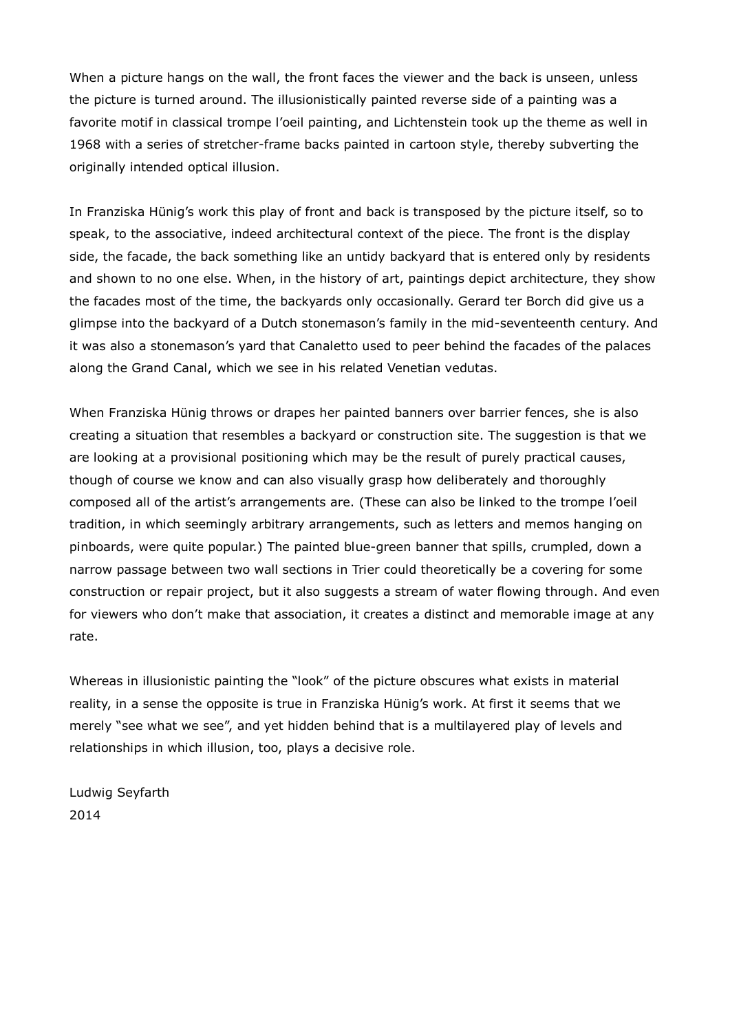When a picture hangs on the wall, the front faces the viewer and the back is unseen, unless the picture is turned around. The illusionistically painted reverse side of a painting was a favorite motif in classical trompe l'oeil painting, and Lichtenstein took up the theme as well in 1968 with a series of stretcher-frame backs painted in cartoon style, thereby subverting the originally intended optical illusion.

In Franziska Hünig's work this play of front and back is transposed by the picture itself, so to speak, to the associative, indeed architectural context of the piece. The front is the display side, the facade, the back something like an untidy backyard that is entered only by residents and shown to no one else. When, in the history of art, paintings depict architecture, they show the facades most of the time, the backyards only occasionally. Gerard ter Borch did give us a glimpse into the backyard of a Dutch stonemason's family in the mid-seventeenth century. And it was also a stonemason's yard that Canaletto used to peer behind the facades of the palaces along the Grand Canal, which we see in his related Venetian vedutas.

When Franziska Hünig throws or drapes her painted banners over barrier fences, she is also creating a situation that resembles a backyard or construction site. The suggestion is that we are looking at a provisional positioning which may be the result of purely practical causes, though of course we know and can also visually grasp how deliberately and thoroughly composed all of the artist's arrangements are. (These can also be linked to the trompe l'oeil tradition, in which seemingly arbitrary arrangements, such as letters and memos hanging on pinboards, were quite popular.) The painted blue-green banner that spills, crumpled, down a narrow passage between two wall sections in Trier could theoretically be a covering for some construction or repair project, but it also suggests a stream of water flowing through. And even for viewers who don't make that association, it creates a distinct and memorable image at any rate.

Whereas in illusionistic painting the "look" of the picture obscures what exists in material reality, in a sense the opposite is true in Franziska Hünig's work. At first it seems that we merely "see what we see", and yet hidden behind that is a multilayered play of levels and relationships in which illusion, too, plays a decisive role.

Ludwig Seyfarth
2014